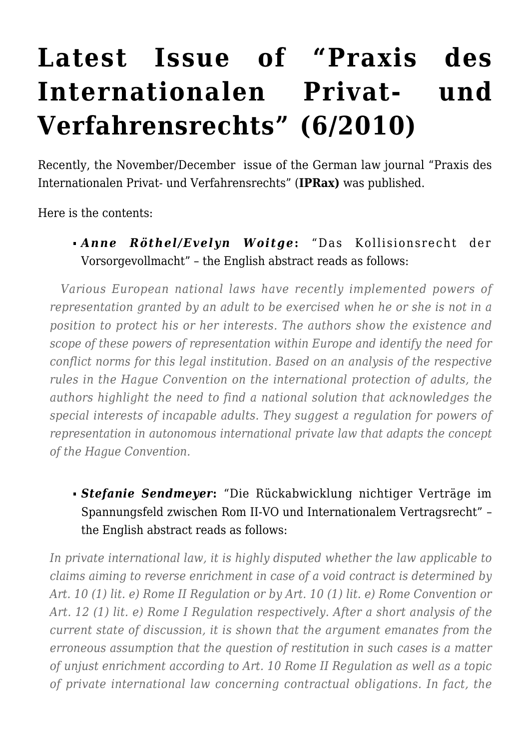# Latest Issue of "Praxis des Internationalen Privat- und Verfahrensrechts" (6/2010)

Recently, the November/December issue of the German law journal "Praxis des Internationalen Privat- und Verfahrensrechts" (**IPRax)** was published.

Here is the contents:

- ***Anne Röthel/Evelyn Woitge*:** "Das Kollisionsrecht der Vorsorgevollmacht" – the English abstract reads as follows:

*Various European national laws have recently implemented powers of representation granted by an adult to be exercised when he or she is not in a position to protect his or her interests. The authors show the existence and scope of these powers of representation within Europe and identify the need for conflict norms for this legal institution. Based on an analysis of the respective rules in the Hague Convention on the international protection of adults, the authors highlight the need to find a national solution that acknowledges the special interests of incapable adults. They suggest a regulation for powers of representation in autonomous international private law that adapts the concept of the Hague Convention.*

- ***Stefanie Sendmeyer*:** "Die Rückabwicklung nichtiger Verträge im Spannungsfeld zwischen Rom II-VO und Internationalem Vertragsrecht" – the English abstract reads as follows:

*In private international law, it is highly disputed whether the law applicable to claims aiming to reverse enrichment in case of a void contract is determined by Art. 10 (1) lit. e) Rome II Regulation or by Art. 10 (1) lit. e) Rome Convention or Art. 12 (1) lit. e) Rome I Regulation respectively. After a short analysis of the current state of discussion, it is shown that the argument emanates from the erroneous assumption that the question of restitution in such cases is a matter of unjust enrichment according to Art. 10 Rome II Regulation as well as a topic of private international law concerning contractual obligations. In fact, the*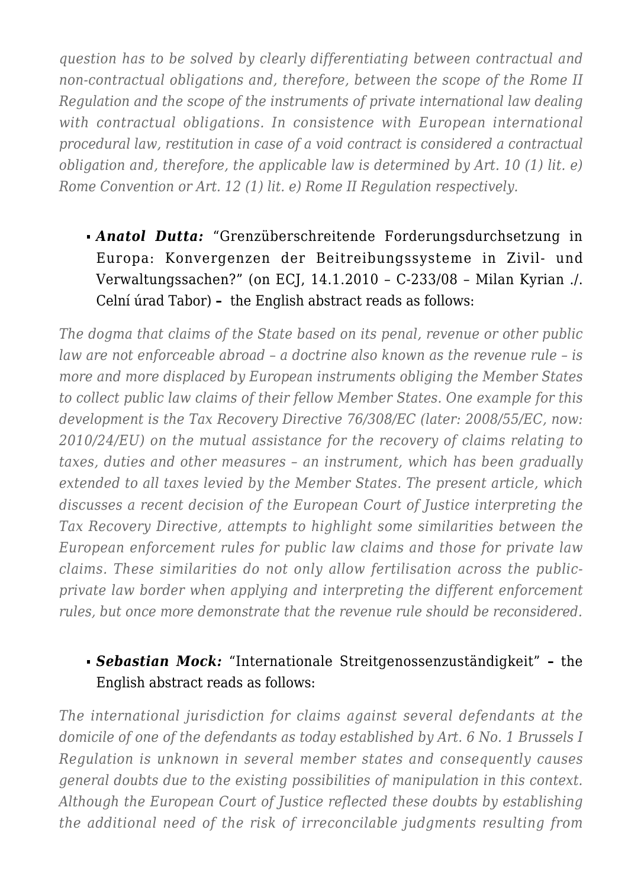*question has to be solved by clearly differentiating between contractual and non-contractual obligations and, therefore, between the scope of the Rome II Regulation and the scope of the instruments of private international law dealing with contractual obligations. In consistence with European international procedural law, restitution in case of a void contract is considered a contractual obligation and, therefore, the applicable law is determined by Art. 10 (1) lit. e) Rome Convention or Art. 12 (1) lit. e) Rome II Regulation respectively.*

- ***Anatol Dutta:*** "Grenzüberschreitende Forderungsdurchsetzung in Europa: Konvergenzen der Beitreibungssysteme in Zivil- und Verwaltungssachen?" (on ECJ, 14.1.2010 – C-233/08 – Milan Kyrian ./. Celní úrad Tabor) **–** the English abstract reads as follows:

*The dogma that claims of the State based on its penal, revenue or other public law are not enforceable abroad – a doctrine also known as the revenue rule – is more and more displaced by European instruments obliging the Member States to collect public law claims of their fellow Member States. One example for this development is the Tax Recovery Directive 76/308/EC (later: 2008/55/EC, now: 2010/24/EU) on the mutual assistance for the recovery of claims relating to taxes, duties and other measures – an instrument, which has been gradually extended to all taxes levied by the Member States. The present article, which discusses a recent decision of the European Court of Justice interpreting the Tax Recovery Directive, attempts to highlight some similarities between the European enforcement rules for public law claims and those for private law claims. These similarities do not only allow fertilisation across the public-private law border when applying and interpreting the different enforcement rules, but once more demonstrate that the revenue rule should be reconsidered.*

- ***Sebastian Mock:*** "Internationale Streitgenossenzuständigkeit" **–** the English abstract reads as follows:

*The international jurisdiction for claims against several defendants at the domicile of one of the defendants as today established by Art. 6 No. 1 Brussels I Regulation is unknown in several member states and consequently causes general doubts due to the existing possibilities of manipulation in this context. Although the European Court of Justice reflected these doubts by establishing the additional need of the risk of irreconcilable judgments resulting from*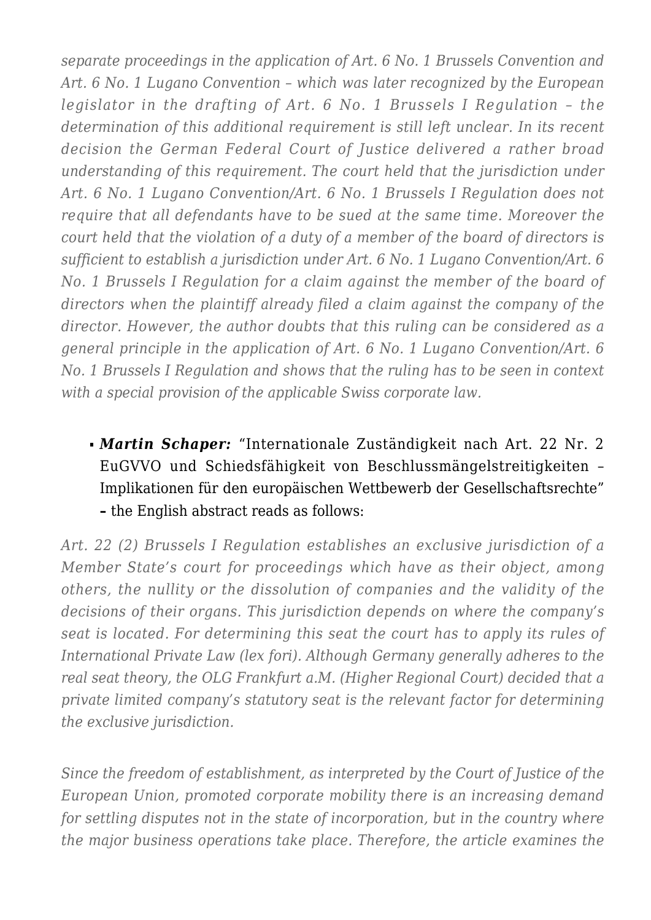*separate proceedings in the application of Art. 6 No. 1 Brussels Convention and Art. 6 No. 1 Lugano Convention – which was later recognized by the European legislator in the drafting of Art. 6 No. 1 Brussels I Regulation – the determination of this additional requirement is still left unclear. In its recent decision the German Federal Court of Justice delivered a rather broad understanding of this requirement. The court held that the jurisdiction under Art. 6 No. 1 Lugano Convention/Art. 6 No. 1 Brussels I Regulation does not require that all defendants have to be sued at the same time. Moreover the court held that the violation of a duty of a member of the board of directors is sufficient to establish a jurisdiction under Art. 6 No. 1 Lugano Convention/Art. 6 No. 1 Brussels I Regulation for a claim against the member of the board of directors when the plaintiff already filed a claim against the company of the director. However, the author doubts that this ruling can be considered as a general principle in the application of Art. 6 No. 1 Lugano Convention/Art. 6 No. 1 Brussels I Regulation and shows that the ruling has to be seen in context with a special provision of the applicable Swiss corporate law.*

- ***Martin Schaper:*** "Internationale Zuständigkeit nach Art. 22 Nr. 2 EuGVVO und Schiedsfähigkeit von Beschlussmängelstreitigkeiten – Implikationen für den europäischen Wettbewerb der Gesellschaftsrechte" **–** the English abstract reads as follows:

*Art. 22 (2) Brussels I Regulation establishes an exclusive jurisdiction of a Member State's court for proceedings which have as their object, among others, the nullity or the dissolution of companies and the validity of the decisions of their organs. This jurisdiction depends on where the company's seat is located. For determining this seat the court has to apply its rules of International Private Law (lex fori). Although Germany generally adheres to the real seat theory, the OLG Frankfurt a.M. (Higher Regional Court) decided that a private limited company's statutory seat is the relevant factor for determining the exclusive jurisdiction.*

*Since the freedom of establishment, as interpreted by the Court of Justice of the European Union, promoted corporate mobility there is an increasing demand for settling disputes not in the state of incorporation, but in the country where the major business operations take place. Therefore, the article examines the*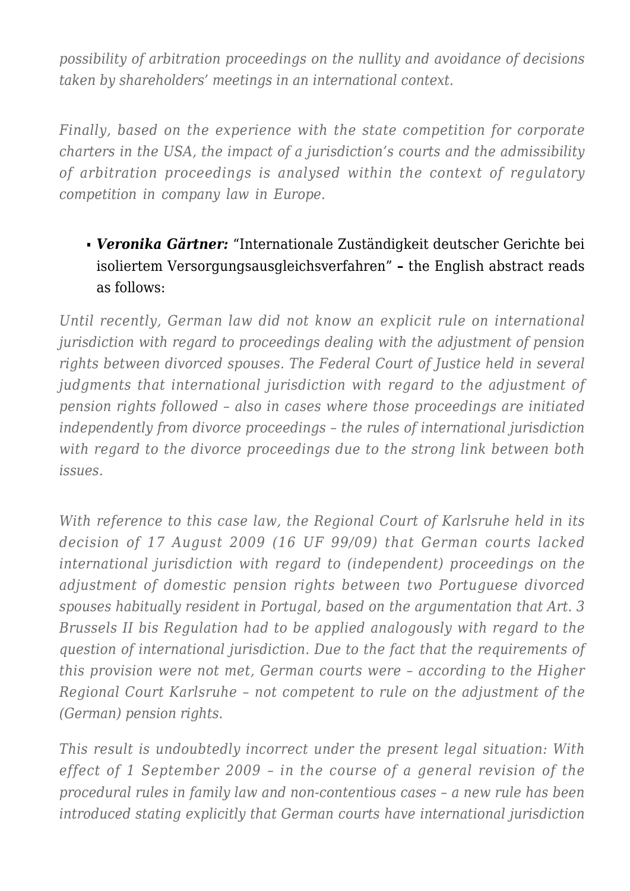*possibility of arbitration proceedings on the nullity and avoidance of decisions taken by shareholders' meetings in an international context.*

*Finally, based on the experience with the state competition for corporate charters in the USA, the impact of a jurisdiction's courts and the admissibility of arbitration proceedings is analysed within the context of regulatory competition in company law in Europe.*

- ***Veronika Gärtner:*** "Internationale Zuständigkeit deutscher Gerichte bei isoliertem Versorgungsausgleichsverfahren" – the English abstract reads as follows:

*Until recently, German law did not know an explicit rule on international jurisdiction with regard to proceedings dealing with the adjustment of pension rights between divorced spouses. The Federal Court of Justice held in several judgments that international jurisdiction with regard to the adjustment of pension rights followed – also in cases where those proceedings are initiated independently from divorce proceedings – the rules of international jurisdiction with regard to the divorce proceedings due to the strong link between both issues.*

*With reference to this case law, the Regional Court of Karlsruhe held in its decision of 17 August 2009 (16 UF 99/09) that German courts lacked international jurisdiction with regard to (independent) proceedings on the adjustment of domestic pension rights between two Portuguese divorced spouses habitually resident in Portugal, based on the argumentation that Art. 3 Brussels II bis Regulation had to be applied analogously with regard to the question of international jurisdiction. Due to the fact that the requirements of this provision were not met, German courts were – according to the Higher Regional Court Karlsruhe – not competent to rule on the adjustment of the (German) pension rights.*

*This result is undoubtedly incorrect under the present legal situation: With effect of 1 September 2009 – in the course of a general revision of the procedural rules in family law and non-contentious cases – a new rule has been introduced stating explicitly that German courts have international jurisdiction*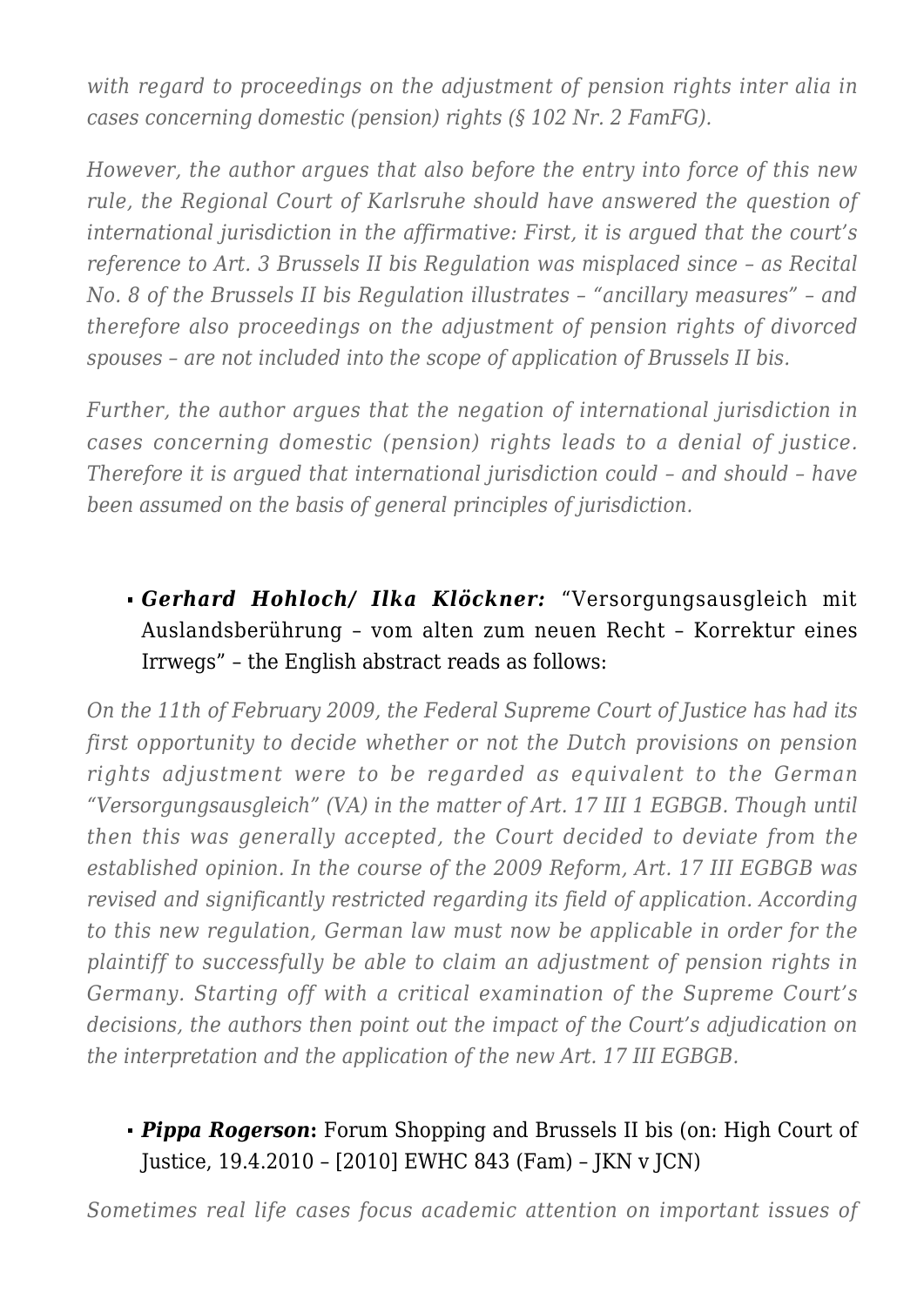*with regard to proceedings on the adjustment of pension rights inter alia in cases concerning domestic (pension) rights (§ 102 Nr. 2 FamFG).*

*However, the author argues that also before the entry into force of this new rule, the Regional Court of Karlsruhe should have answered the question of international jurisdiction in the affirmative: First, it is argued that the court's reference to Art. 3 Brussels II bis Regulation was misplaced since – as Recital No. 8 of the Brussels II bis Regulation illustrates – "ancillary measures" – and therefore also proceedings on the adjustment of pension rights of divorced spouses – are not included into the scope of application of Brussels II bis.*

*Further, the author argues that the negation of international jurisdiction in cases concerning domestic (pension) rights leads to a denial of justice. Therefore it is argued that international jurisdiction could – and should – have been assumed on the basis of general principles of jurisdiction.*

- ***Gerhard Hohloch/ Ilka Klöckner:*** "Versorgungsausgleich mit Auslandsberührung – vom alten zum neuen Recht – Korrektur eines Irrwegs" – the English abstract reads as follows:

*On the 11th of February 2009, the Federal Supreme Court of Justice has had its first opportunity to decide whether or not the Dutch provisions on pension rights adjustment were to be regarded as equivalent to the German "Versorgungsausgleich" (VA) in the matter of Art. 17 III 1 EGBGB. Though until then this was generally accepted, the Court decided to deviate from the established opinion. In the course of the 2009 Reform, Art. 17 III EGBGB was revised and significantly restricted regarding its field of application. According to this new regulation, German law must now be applicable in order for the plaintiff to successfully be able to claim an adjustment of pension rights in Germany. Starting off with a critical examination of the Supreme Court's decisions, the authors then point out the impact of the Court's adjudication on the interpretation and the application of the new Art. 17 III EGBGB.*

- ***Pippa Rogerson*:** Forum Shopping and Brussels II bis (on: High Court of Justice, 19.4.2010 – [2010] EWHC 843 (Fam) – JKN v JCN)

*Sometimes real life cases focus academic attention on important issues of*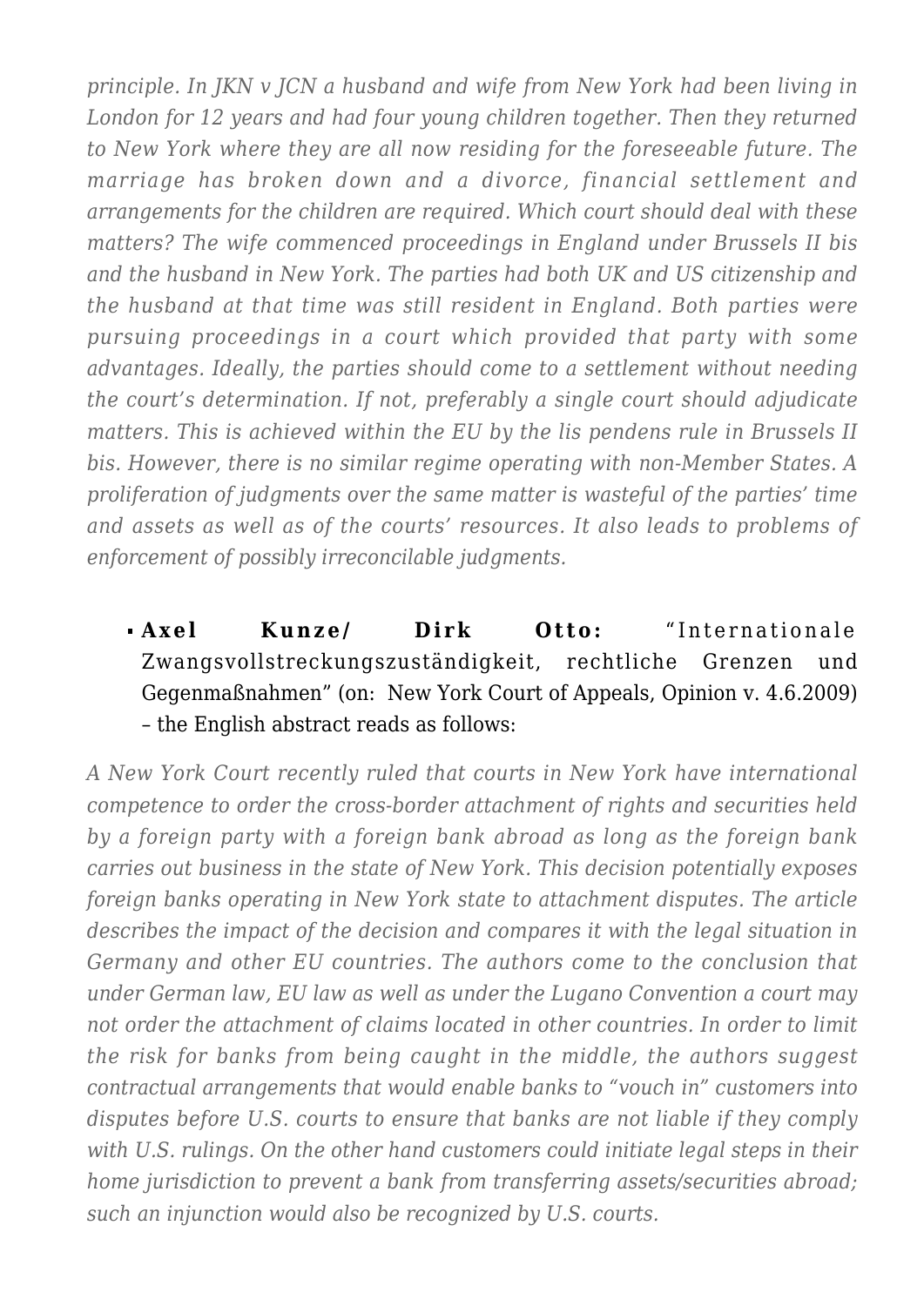*principle. In JKN v JCN a husband and wife from New York had been living in London for 12 years and had four young children together. Then they returned to New York where they are all now residing for the foreseeable future. The marriage has broken down and a divorce, financial settlement and arrangements for the children are required. Which court should deal with these matters? The wife commenced proceedings in England under Brussels II bis and the husband in New York. The parties had both UK and US citizenship and the husband at that time was still resident in England. Both parties were pursuing proceedings in a court which provided that party with some advantages. Ideally, the parties should come to a settlement without needing the court's determination. If not, preferably a single court should adjudicate matters. This is achieved within the EU by the lis pendens rule in Brussels II bis. However, there is no similar regime operating with non-Member States. A proliferation of judgments over the same matter is wasteful of the parties' time and assets as well as of the courts' resources. It also leads to problems of enforcement of possibly irreconcilable judgments.*

- **Axel Kunze/ Dirk Otto:** "Internationale Zwangsvollstreckungszuständigkeit, rechtliche Grenzen und Gegenmaßnahmen" (on: New York Court of Appeals, Opinion v. 4.6.2009) – the English abstract reads as follows:

*A New York Court recently ruled that courts in New York have international competence to order the cross-border attachment of rights and securities held by a foreign party with a foreign bank abroad as long as the foreign bank carries out business in the state of New York. This decision potentially exposes foreign banks operating in New York state to attachment disputes. The article describes the impact of the decision and compares it with the legal situation in Germany and other EU countries. The authors come to the conclusion that under German law, EU law as well as under the Lugano Convention a court may not order the attachment of claims located in other countries. In order to limit the risk for banks from being caught in the middle, the authors suggest contractual arrangements that would enable banks to "vouch in" customers into disputes before U.S. courts to ensure that banks are not liable if they comply with U.S. rulings. On the other hand customers could initiate legal steps in their home jurisdiction to prevent a bank from transferring assets/securities abroad; such an injunction would also be recognized by U.S. courts.*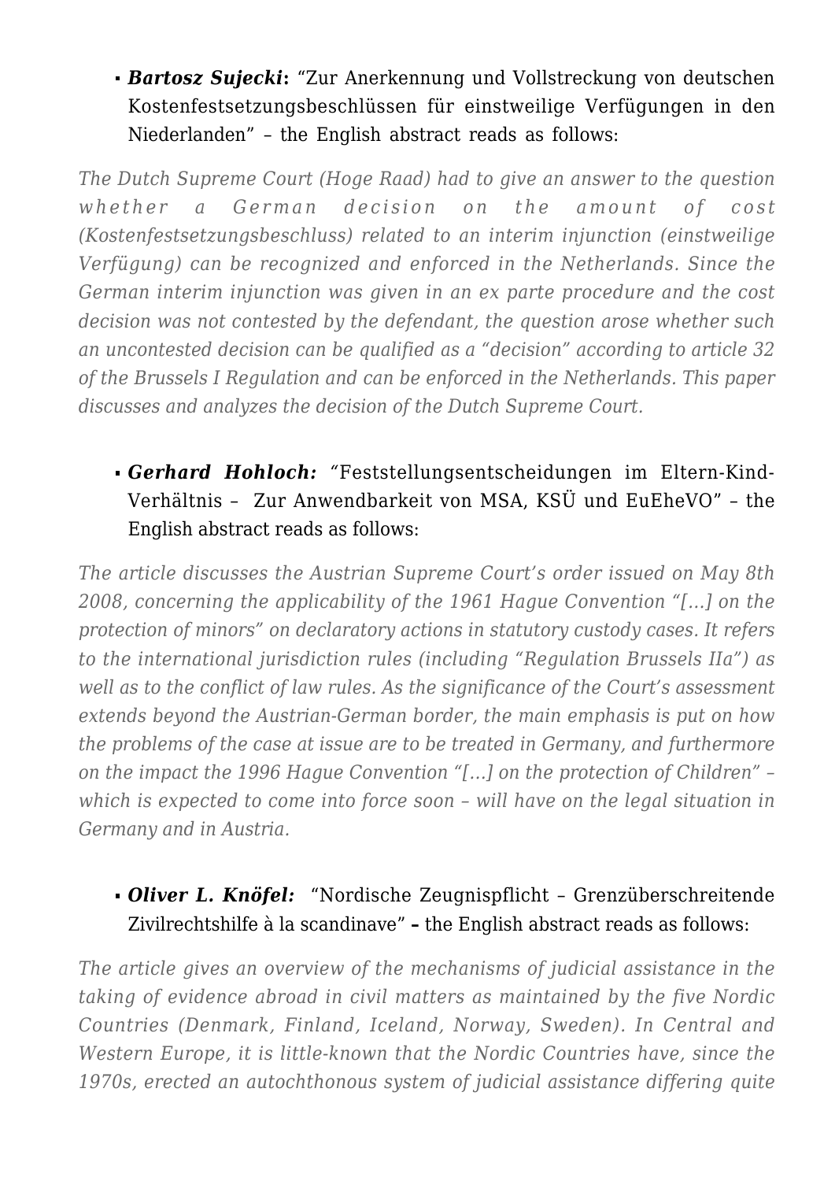- ***Bartosz Sujecki*****:** "Zur Anerkennung und Vollstreckung von deutschen Kostenfestsetzungsbeschlüssen für einstweilige Verfügungen in den Niederlanden" – the English abstract reads as follows:

*The Dutch Supreme Court (Hoge Raad) had to give an answer to the question whether a German decision on the amount of cost (Kostenfestsetzungsbeschluss) related to an interim injunction (einstweilige Verfügung) can be recognized and enforced in the Netherlands. Since the German interim injunction was given in an ex parte procedure and the cost decision was not contested by the defendant, the question arose whether such an uncontested decision can be qualified as a "decision" according to article 32 of the Brussels I Regulation and can be enforced in the Netherlands. This paper discusses and analyzes the decision of the Dutch Supreme Court.*

- ***Gerhard Hohloch:*** "Feststellungsentscheidungen im Eltern-Kind-Verhältnis – Zur Anwendbarkeit von MSA, KSÜ und EuEheVO" – the English abstract reads as follows:

*The article discusses the Austrian Supreme Court's order issued on May 8th 2008, concerning the applicability of the 1961 Hague Convention "[…] on the protection of minors" on declaratory actions in statutory custody cases. It refers to the international jurisdiction rules (including "Regulation Brussels IIa") as well as to the conflict of law rules. As the significance of the Court's assessment extends beyond the Austrian-German border, the main emphasis is put on how the problems of the case at issue are to be treated in Germany, and furthermore on the impact the 1996 Hague Convention "[…] on the protection of Children" – which is expected to come into force soon – will have on the legal situation in Germany and in Austria.*

- ***Oliver L. Knöfel:*** "Nordische Zeugnispflicht – Grenzüberschreitende Zivilrechtshilfe à la scandinave" **–** the English abstract reads as follows:

*The article gives an overview of the mechanisms of judicial assistance in the taking of evidence abroad in civil matters as maintained by the five Nordic Countries (Denmark, Finland, Iceland, Norway, Sweden). In Central and Western Europe, it is little-known that the Nordic Countries have, since the 1970s, erected an autochthonous system of judicial assistance differing quite*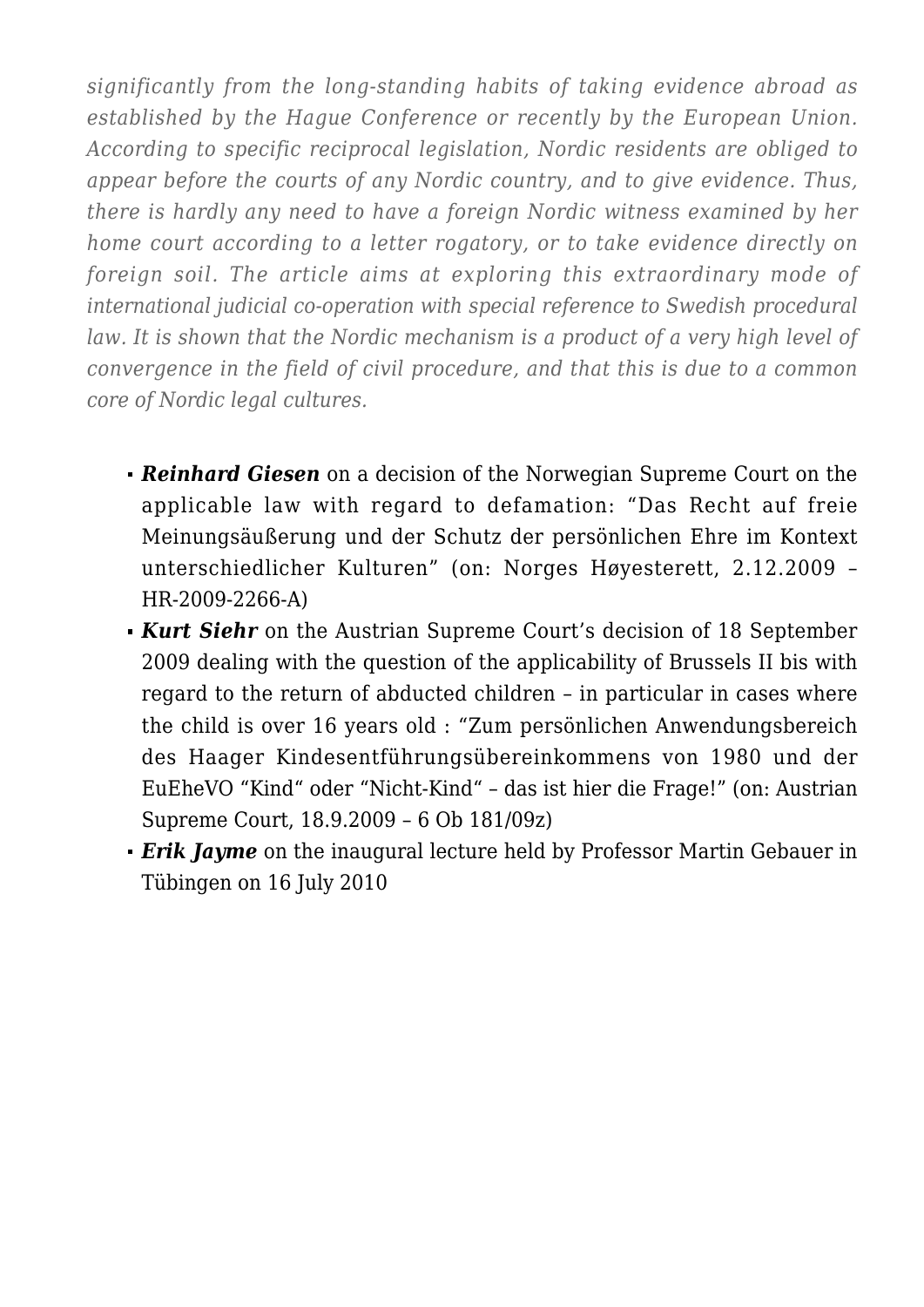*significantly from the long-standing habits of taking evidence abroad as established by the Hague Conference or recently by the European Union. According to specific reciprocal legislation, Nordic residents are obliged to appear before the courts of any Nordic country, and to give evidence. Thus, there is hardly any need to have a foreign Nordic witness examined by her home court according to a letter rogatory, or to take evidence directly on foreign soil. The article aims at exploring this extraordinary mode of international judicial co-operation with special reference to Swedish procedural law. It is shown that the Nordic mechanism is a product of a very high level of convergence in the field of civil procedure, and that this is due to a common core of Nordic legal cultures.*

- ***Reinhard Giesen*** on a decision of the Norwegian Supreme Court on the applicable law with regard to defamation: "Das Recht auf freie Meinungsäußerung und der Schutz der persönlichen Ehre im Kontext unterschiedlicher Kulturen" (on: Norges Høyesterett, 2.12.2009 – HR-2009-2266-A)
- ***Kurt Siehr*** on the Austrian Supreme Court's decision of 18 September 2009 dealing with the question of the applicability of Brussels II bis with regard to the return of abducted children – in particular in cases where the child is over 16 years old : "Zum persönlichen Anwendungsbereich des Haager Kindesentführungsübereinkommens von 1980 und der EuEheVO "Kind" oder "Nicht-Kind" – das ist hier die Frage!" (on: Austrian Supreme Court, 18.9.2009 – 6 Ob 181/09z)
- ***Erik Jayme*** on the inaugural lecture held by Professor Martin Gebauer in Tübingen on 16 July 2010